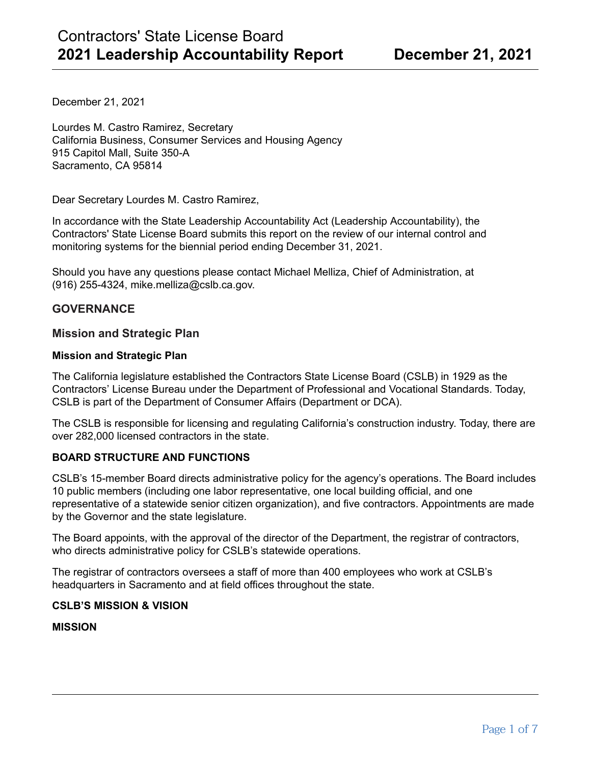# Contractors' State License Board
# 2021 Leadership Accountability Report — December 21, 2021

December 21, 2021

Lourdes M. Castro Ramirez, Secretary
California Business, Consumer Services and Housing Agency
915 Capitol Mall, Suite 350-A
Sacramento, CA 95814

Dear Secretary Lourdes M. Castro Ramirez,

In accordance with the State Leadership Accountability Act (Leadership Accountability), the Contractors' State License Board submits this report on the review of our internal control and monitoring systems for the biennial period ending December 31, 2021.

Should you have any questions please contact Michael Melliza, Chief of Administration, at (916) 255-4324, mike.melliza@cslb.ca.gov.

## GOVERNANCE

### Mission and Strategic Plan

#### Mission and Strategic Plan

The California legislature established the Contractors State License Board (CSLB) in 1929 as the Contractors' License Bureau under the Department of Professional and Vocational Standards. Today, CSLB is part of the Department of Consumer Affairs (Department or DCA).

The CSLB is responsible for licensing and regulating California's construction industry. Today, there are over 282,000 licensed contractors in the state.

**BOARD STRUCTURE AND FUNCTIONS**

CSLB's 15-member Board directs administrative policy for the agency's operations. The Board includes 10 public members (including one labor representative, one local building official, and one representative of a statewide senior citizen organization), and five contractors. Appointments are made by the Governor and the state legislature.

The Board appoints, with the approval of the director of the Department, the registrar of contractors, who directs administrative policy for CSLB's statewide operations.

The registrar of contractors oversees a staff of more than 400 employees who work at CSLB's headquarters in Sacramento and at field offices throughout the state.

**CSLB'S MISSION & VISION**

**MISSION**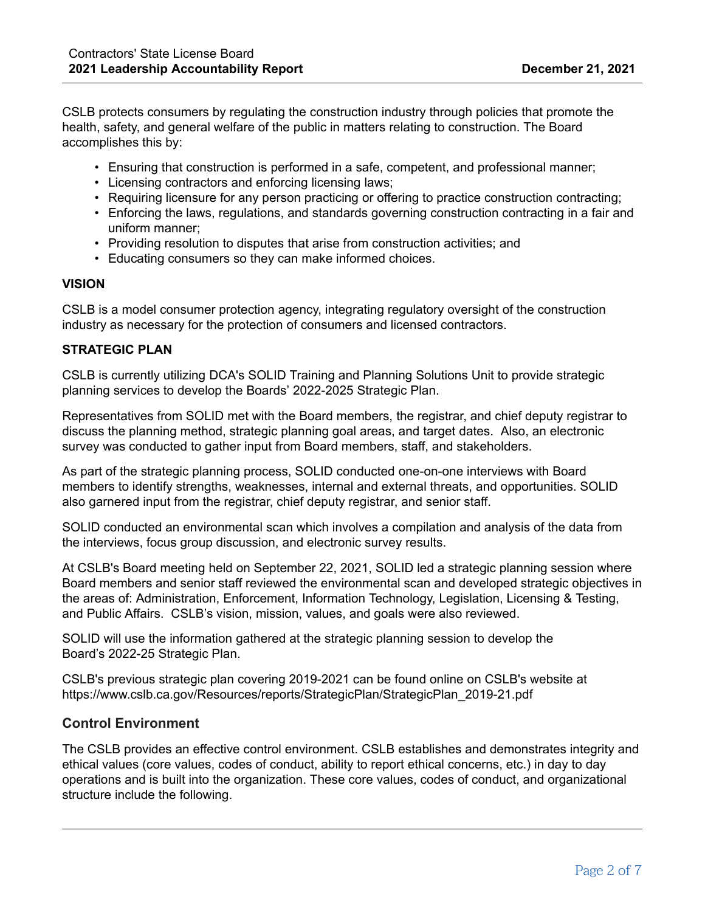CSLB protects consumers by regulating the construction industry through policies that promote the health, safety, and general welfare of the public in matters relating to construction. The Board accomplishes this by:

- Ensuring that construction is performed in a safe, competent, and professional manner;
- Licensing contractors and enforcing licensing laws;
- Requiring licensure for any person practicing or offering to practice construction contracting;
- Enforcing the laws, regulations, and standards governing construction contracting in a fair and uniform manner;
- Providing resolution to disputes that arise from construction activities; and
- Educating consumers so they can make informed choices.

**VISION**

CSLB is a model consumer protection agency, integrating regulatory oversight of the construction industry as necessary for the protection of consumers and licensed contractors.

**STRATEGIC PLAN**

CSLB is currently utilizing DCA's SOLID Training and Planning Solutions Unit to provide strategic planning services to develop the Boards' 2022-2025 Strategic Plan.

Representatives from SOLID met with the Board members, the registrar, and chief deputy registrar to discuss the planning method, strategic planning goal areas, and target dates. Also, an electronic survey was conducted to gather input from Board members, staff, and stakeholders.

As part of the strategic planning process, SOLID conducted one-on-one interviews with Board members to identify strengths, weaknesses, internal and external threats, and opportunities. SOLID also garnered input from the registrar, chief deputy registrar, and senior staff.

SOLID conducted an environmental scan which involves a compilation and analysis of the data from the interviews, focus group discussion, and electronic survey results.

At CSLB's Board meeting held on September 22, 2021, SOLID led a strategic planning session where Board members and senior staff reviewed the environmental scan and developed strategic objectives in the areas of: Administration, Enforcement, Information Technology, Legislation, Licensing & Testing, and Public Affairs. CSLB's vision, mission, values, and goals were also reviewed.

SOLID will use the information gathered at the strategic planning session to develop the Board's 2022-25 Strategic Plan.

CSLB's previous strategic plan covering 2019-2021 can be found online on CSLB's website at https://www.cslb.ca.gov/Resources/reports/StrategicPlan/StrategicPlan_2019-21.pdf

## Control Environment

The CSLB provides an effective control environment. CSLB establishes and demonstrates integrity and ethical values (core values, codes of conduct, ability to report ethical concerns, etc.) in day to day operations and is built into the organization. These core values, codes of conduct, and organizational structure include the following.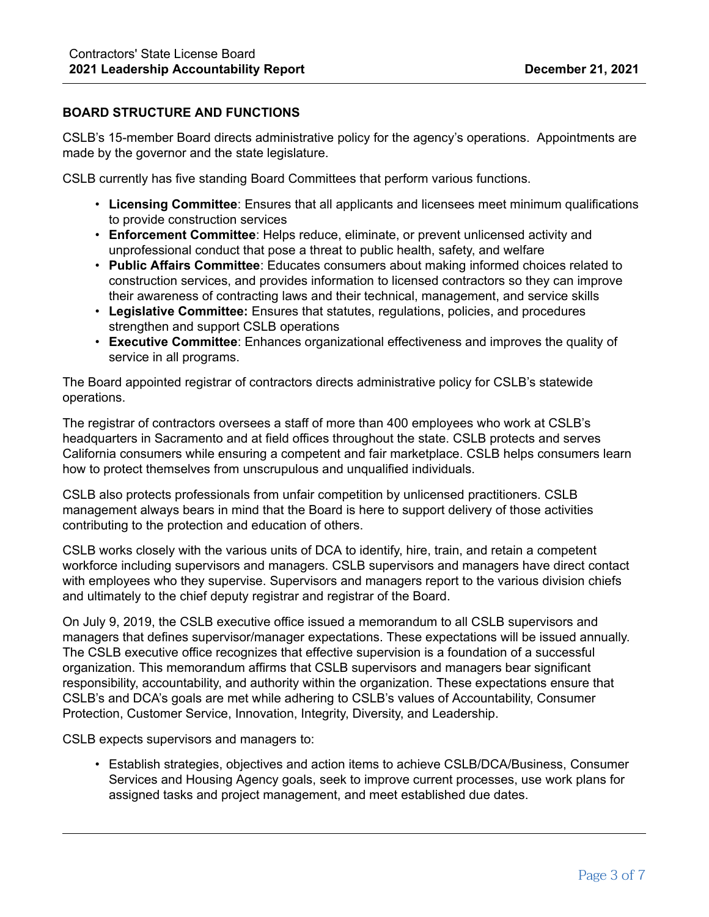## BOARD STRUCTURE AND FUNCTIONS

CSLB's 15-member Board directs administrative policy for the agency's operations. Appointments are made by the governor and the state legislature.

CSLB currently has five standing Board Committees that perform various functions.

- **Licensing Committee**: Ensures that all applicants and licensees meet minimum qualifications to provide construction services
- **Enforcement Committee**: Helps reduce, eliminate, or prevent unlicensed activity and unprofessional conduct that pose a threat to public health, safety, and welfare
- **Public Affairs Committee**: Educates consumers about making informed choices related to construction services, and provides information to licensed contractors so they can improve their awareness of contracting laws and their technical, management, and service skills
- **Legislative Committee:** Ensures that statutes, regulations, policies, and procedures strengthen and support CSLB operations
- **Executive Committee**: Enhances organizational effectiveness and improves the quality of service in all programs.

The Board appointed registrar of contractors directs administrative policy for CSLB's statewide operations.

The registrar of contractors oversees a staff of more than 400 employees who work at CSLB's headquarters in Sacramento and at field offices throughout the state. CSLB protects and serves California consumers while ensuring a competent and fair marketplace. CSLB helps consumers learn how to protect themselves from unscrupulous and unqualified individuals.

CSLB also protects professionals from unfair competition by unlicensed practitioners. CSLB management always bears in mind that the Board is here to support delivery of those activities contributing to the protection and education of others.

CSLB works closely with the various units of DCA to identify, hire, train, and retain a competent workforce including supervisors and managers. CSLB supervisors and managers have direct contact with employees who they supervise. Supervisors and managers report to the various division chiefs and ultimately to the chief deputy registrar and registrar of the Board.

On July 9, 2019, the CSLB executive office issued a memorandum to all CSLB supervisors and managers that defines supervisor/manager expectations. These expectations will be issued annually. The CSLB executive office recognizes that effective supervision is a foundation of a successful organization. This memorandum affirms that CSLB supervisors and managers bear significant responsibility, accountability, and authority within the organization. These expectations ensure that CSLB's and DCA's goals are met while adhering to CSLB's values of Accountability, Consumer Protection, Customer Service, Innovation, Integrity, Diversity, and Leadership.

CSLB expects supervisors and managers to:

- Establish strategies, objectives and action items to achieve CSLB/DCA/Business, Consumer Services and Housing Agency goals, seek to improve current processes, use work plans for assigned tasks and project management, and meet established due dates.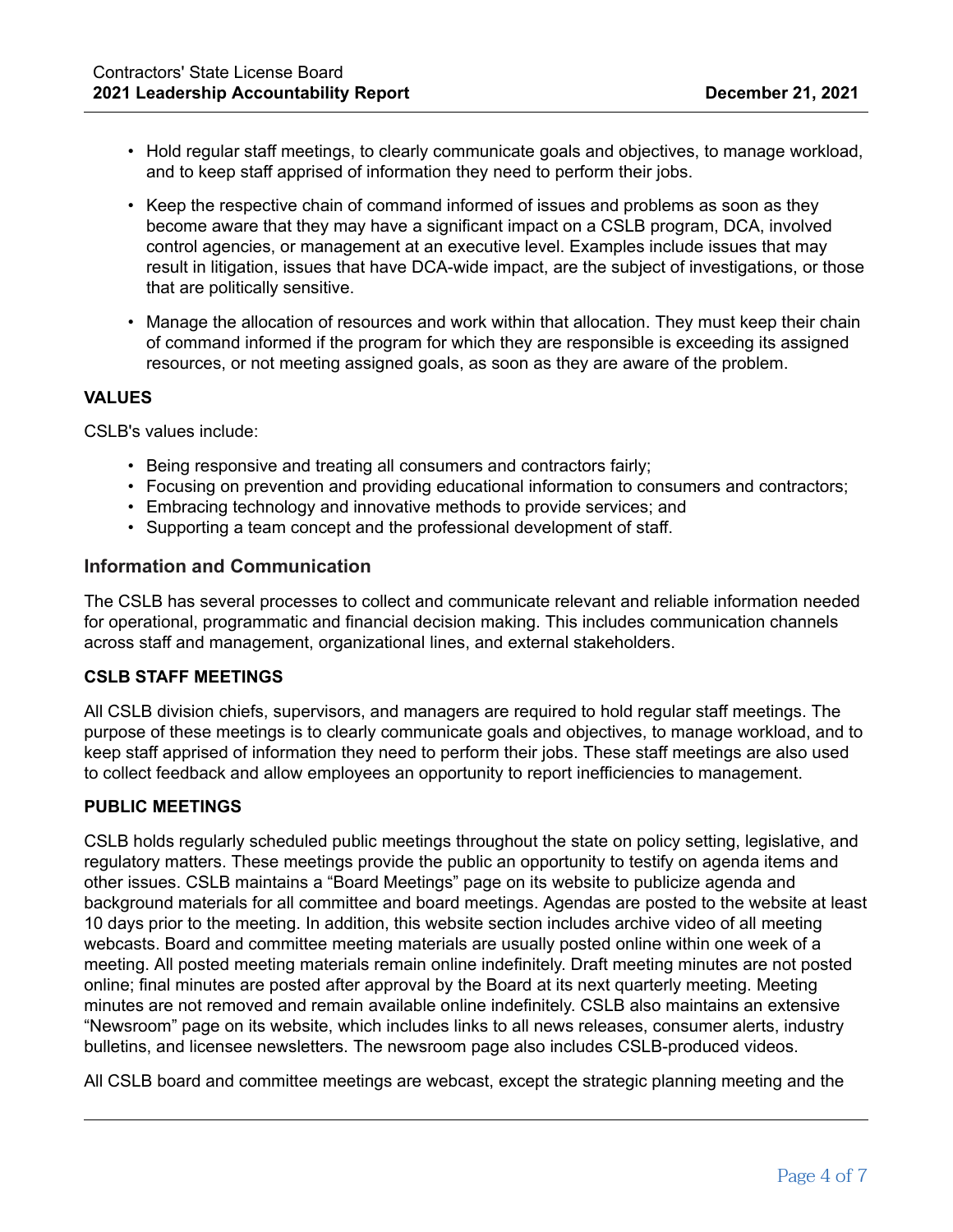- Hold regular staff meetings, to clearly communicate goals and objectives, to manage workload, and to keep staff apprised of information they need to perform their jobs.
- Keep the respective chain of command informed of issues and problems as soon as they become aware that they may have a significant impact on a CSLB program, DCA, involved control agencies, or management at an executive level. Examples include issues that may result in litigation, issues that have DCA-wide impact, are the subject of investigations, or those that are politically sensitive.
- Manage the allocation of resources and work within that allocation. They must keep their chain of command informed if the program for which they are responsible is exceeding its assigned resources, or not meeting assigned goals, as soon as they are aware of the problem.

**VALUES**

CSLB's values include:

- Being responsive and treating all consumers and contractors fairly;
- Focusing on prevention and providing educational information to consumers and contractors;
- Embracing technology and innovative methods to provide services; and
- Supporting a team concept and the professional development of staff.

## Information and Communication

The CSLB has several processes to collect and communicate relevant and reliable information needed for operational, programmatic and financial decision making. This includes communication channels across staff and management, organizational lines, and external stakeholders.

**CSLB STAFF MEETINGS**

All CSLB division chiefs, supervisors, and managers are required to hold regular staff meetings. The purpose of these meetings is to clearly communicate goals and objectives, to manage workload, and to keep staff apprised of information they need to perform their jobs. These staff meetings are also used to collect feedback and allow employees an opportunity to report inefficiencies to management.

**PUBLIC MEETINGS**

CSLB holds regularly scheduled public meetings throughout the state on policy setting, legislative, and regulatory matters. These meetings provide the public an opportunity to testify on agenda items and other issues. CSLB maintains a "Board Meetings" page on its website to publicize agenda and background materials for all committee and board meetings. Agendas are posted to the website at least 10 days prior to the meeting. In addition, this website section includes archive video of all meeting webcasts. Board and committee meeting materials are usually posted online within one week of a meeting. All posted meeting materials remain online indefinitely. Draft meeting minutes are not posted online; final minutes are posted after approval by the Board at its next quarterly meeting. Meeting minutes are not removed and remain available online indefinitely. CSLB also maintains an extensive "Newsroom" page on its website, which includes links to all news releases, consumer alerts, industry bulletins, and licensee newsletters. The newsroom page also includes CSLB-produced videos.

All CSLB board and committee meetings are webcast, except the strategic planning meeting and the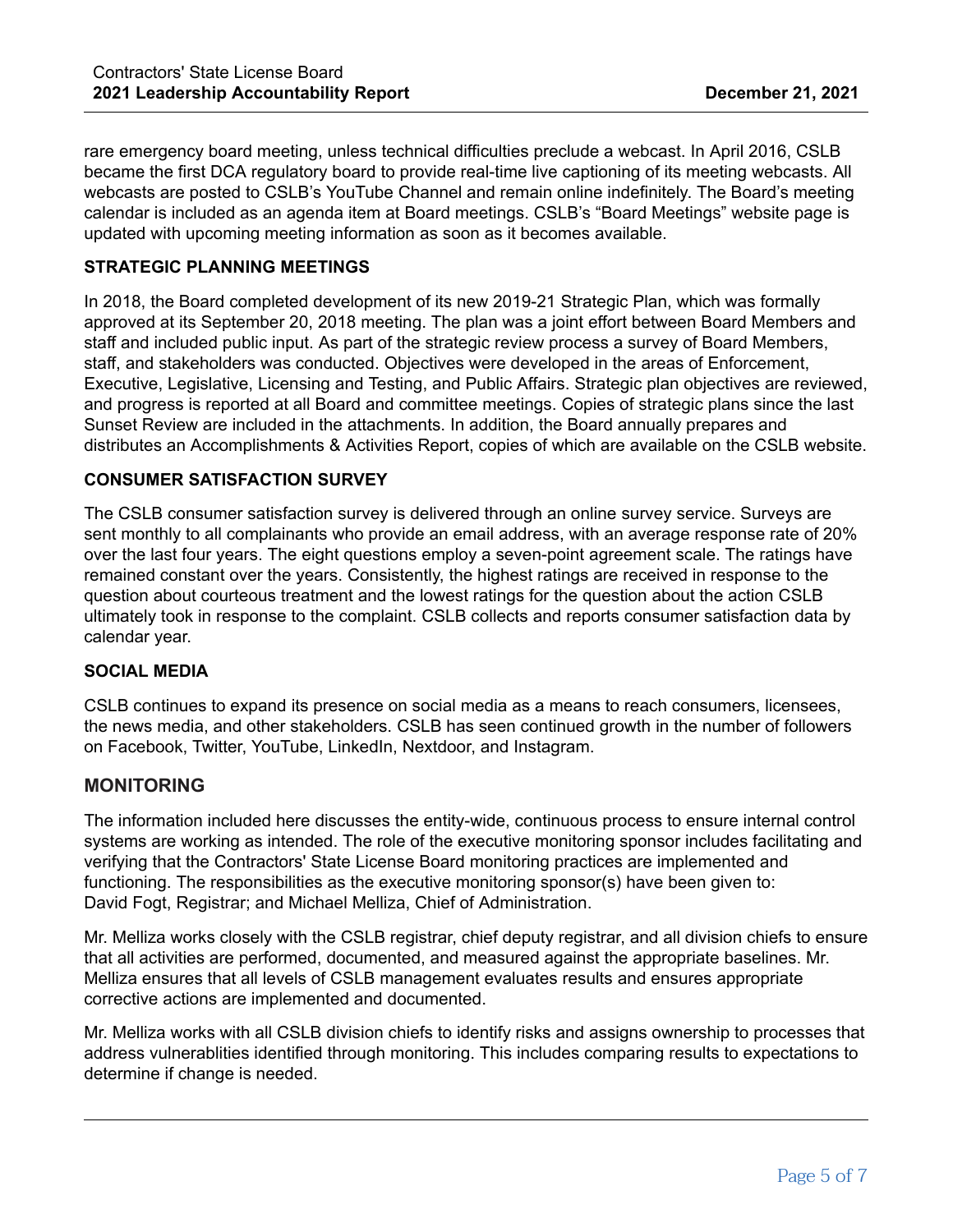rare emergency board meeting, unless technical difficulties preclude a webcast. In April 2016, CSLB became the first DCA regulatory board to provide real-time live captioning of its meeting webcasts. All webcasts are posted to CSLB's YouTube Channel and remain online indefinitely. The Board's meeting calendar is included as an agenda item at Board meetings. CSLB's "Board Meetings" website page is updated with upcoming meeting information as soon as it becomes available.

**STRATEGIC PLANNING MEETINGS**

In 2018, the Board completed development of its new 2019-21 Strategic Plan, which was formally approved at its September 20, 2018 meeting. The plan was a joint effort between Board Members and staff and included public input. As part of the strategic review process a survey of Board Members, staff, and stakeholders was conducted. Objectives were developed in the areas of Enforcement, Executive, Legislative, Licensing and Testing, and Public Affairs. Strategic plan objectives are reviewed, and progress is reported at all Board and committee meetings. Copies of strategic plans since the last Sunset Review are included in the attachments. In addition, the Board annually prepares and distributes an Accomplishments & Activities Report, copies of which are available on the CSLB website.

**CONSUMER SATISFACTION SURVEY**

The CSLB consumer satisfaction survey is delivered through an online survey service. Surveys are sent monthly to all complainants who provide an email address, with an average response rate of 20% over the last four years. The eight questions employ a seven-point agreement scale. The ratings have remained constant over the years. Consistently, the highest ratings are received in response to the question about courteous treatment and the lowest ratings for the question about the action CSLB ultimately took in response to the complaint. CSLB collects and reports consumer satisfaction data by calendar year.

**SOCIAL MEDIA**

CSLB continues to expand its presence on social media as a means to reach consumers, licensees, the news media, and other stakeholders. CSLB has seen continued growth in the number of followers on Facebook, Twitter, YouTube, LinkedIn, Nextdoor, and Instagram.

## MONITORING

The information included here discusses the entity-wide, continuous process to ensure internal control systems are working as intended. The role of the executive monitoring sponsor includes facilitating and verifying that the Contractors' State License Board monitoring practices are implemented and functioning. The responsibilities as the executive monitoring sponsor(s) have been given to: David Fogt, Registrar; and Michael Melliza, Chief of Administration.

Mr. Melliza works closely with the CSLB registrar, chief deputy registrar, and all division chiefs to ensure that all activities are performed, documented, and measured against the appropriate baselines. Mr. Melliza ensures that all levels of CSLB management evaluates results and ensures appropriate corrective actions are implemented and documented.

Mr. Melliza works with all CSLB division chiefs to identify risks and assigns ownership to processes that address vulnerablities identified through monitoring. This includes comparing results to expectations to determine if change is needed.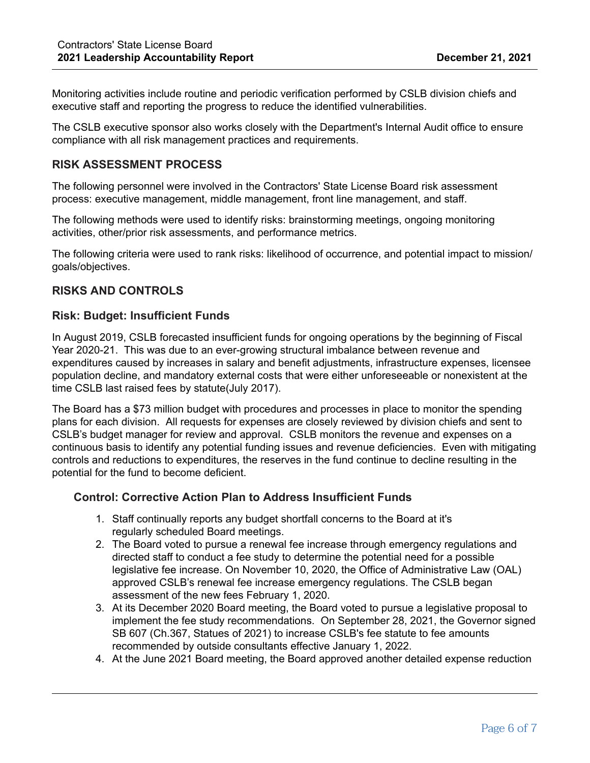Monitoring activities include routine and periodic verification performed by CSLB division chiefs and executive staff and reporting the progress to reduce the identified vulnerabilities.

The CSLB executive sponsor also works closely with the Department's Internal Audit office to ensure compliance with all risk management practices and requirements.

## RISK ASSESSMENT PROCESS

The following personnel were involved in the Contractors' State License Board risk assessment process: executive management, middle management, front line management, and staff.

The following methods were used to identify risks: brainstorming meetings, ongoing monitoring activities, other/prior risk assessments, and performance metrics.

The following criteria were used to rank risks: likelihood of occurrence, and potential impact to mission/goals/objectives.

## RISKS AND CONTROLS

### Risk: Budget: Insufficient Funds

In August 2019, CSLB forecasted insufficient funds for ongoing operations by the beginning of Fiscal Year 2020-21. This was due to an ever-growing structural imbalance between revenue and expenditures caused by increases in salary and benefit adjustments, infrastructure expenses, licensee population decline, and mandatory external costs that were either unforeseeable or nonexistent at the time CSLB last raised fees by statute(July 2017).

The Board has a $73 million budget with procedures and processes in place to monitor the spending plans for each division. All requests for expenses are closely reviewed by division chiefs and sent to CSLB's budget manager for review and approval. CSLB monitors the revenue and expenses on a continuous basis to identify any potential funding issues and revenue deficiencies. Even with mitigating controls and reductions to expenditures, the reserves in the fund continue to decline resulting in the potential for the fund to become deficient.

#### Control: Corrective Action Plan to Address Insufficient Funds

1. Staff continually reports any budget shortfall concerns to the Board at it's regularly scheduled Board meetings.
2. The Board voted to pursue a renewal fee increase through emergency regulations and directed staff to conduct a fee study to determine the potential need for a possible legislative fee increase. On November 10, 2020, the Office of Administrative Law (OAL) approved CSLB's renewal fee increase emergency regulations. The CSLB began assessment of the new fees February 1, 2020.
3. At its December 2020 Board meeting, the Board voted to pursue a legislative proposal to implement the fee study recommendations. On September 28, 2021, the Governor signed SB 607 (Ch.367, Statues of 2021) to increase CSLB's fee statute to fee amounts recommended by outside consultants effective January 1, 2022.
4. At the June 2021 Board meeting, the Board approved another detailed expense reduction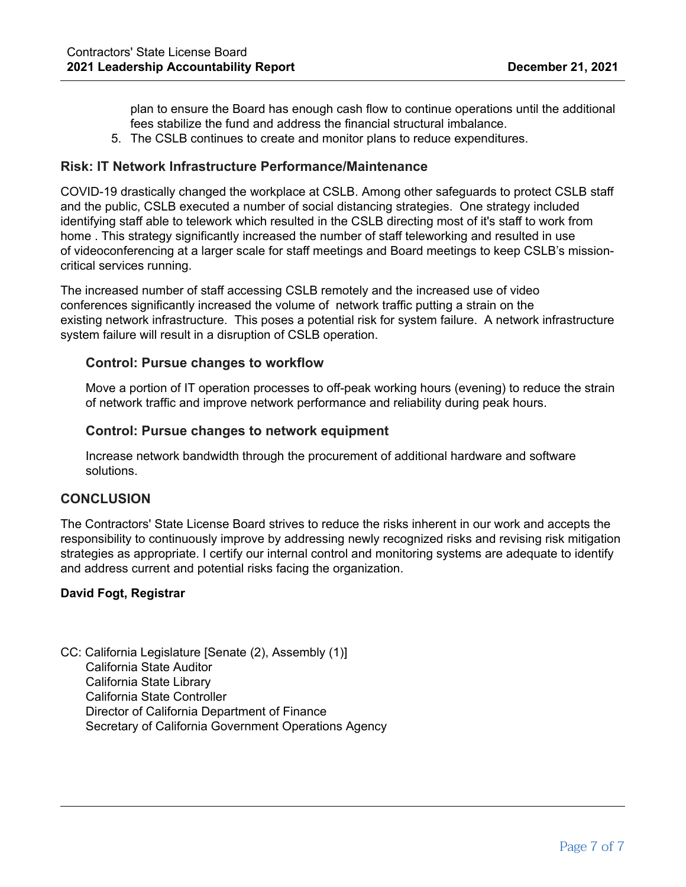plan to ensure the Board has enough cash flow to continue operations until the additional fees stabilize the fund and address the financial structural imbalance.

5. The CSLB continues to create and monitor plans to reduce expenditures.

### Risk: IT Network Infrastructure Performance/Maintenance

COVID-19 drastically changed the workplace at CSLB. Among other safeguards to protect CSLB staff and the public, CSLB executed a number of social distancing strategies. One strategy included identifying staff able to telework which resulted in the CSLB directing most of it's staff to work from home . This strategy significantly increased the number of staff teleworking and resulted in use of videoconferencing at a larger scale for staff meetings and Board meetings to keep CSLB's mission-critical services running.

The increased number of staff accessing CSLB remotely and the increased use of video conferences significantly increased the volume of network traffic putting a strain on the existing network infrastructure. This poses a potential risk for system failure. A network infrastructure system failure will result in a disruption of CSLB operation.

#### Control: Pursue changes to workflow

Move a portion of IT operation processes to off-peak working hours (evening) to reduce the strain of network traffic and improve network performance and reliability during peak hours.

#### Control: Pursue changes to network equipment

Increase network bandwidth through the procurement of additional hardware and software solutions.

### CONCLUSION

The Contractors' State License Board strives to reduce the risks inherent in our work and accepts the responsibility to continuously improve by addressing newly recognized risks and revising risk mitigation strategies as appropriate. I certify our internal control and monitoring systems are adequate to identify and address current and potential risks facing the organization.

**David Fogt, Registrar**

CC: California Legislature [Senate (2), Assembly (1)]
California State Auditor
California State Library
California State Controller
Director of California Department of Finance
Secretary of California Government Operations Agency